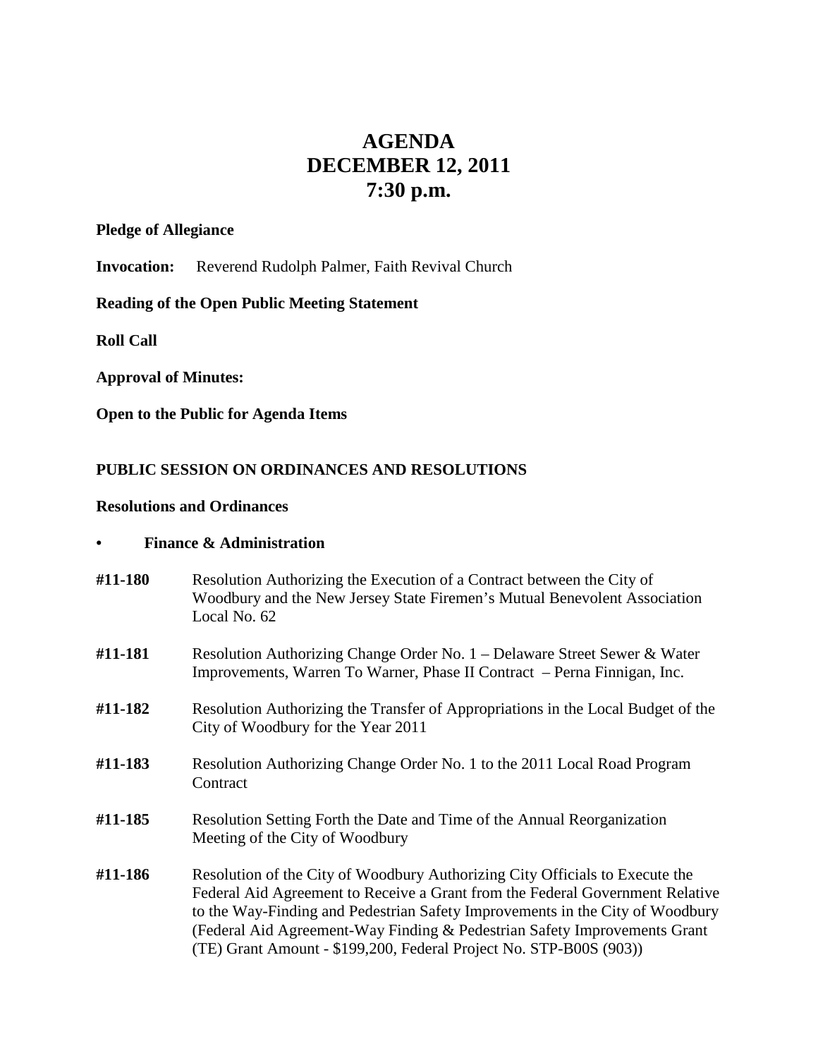# AGENDA
# DECEMBER 12, 2011
# 7:30 p.m.

**Pledge of Allegiance**

**Invocation:** Reverend Rudolph Palmer, Faith Revival Church

**Reading of the Open Public Meeting Statement**

**Roll Call**

**Approval of Minutes:**

**Open to the Public for Agenda Items**

## PUBLIC SESSION ON ORDINANCES AND RESOLUTIONS

### Resolutions and Ordinances

- **Finance & Administration**

**#11-180** Resolution Authorizing the Execution of a Contract between the City of Woodbury and the New Jersey State Firemen's Mutual Benevolent Association Local No. 62

**#11-181** Resolution Authorizing Change Order No. 1 – Delaware Street Sewer & Water Improvements, Warren To Warner, Phase II Contract – Perna Finnigan, Inc.

**#11-182** Resolution Authorizing the Transfer of Appropriations in the Local Budget of the City of Woodbury for the Year 2011

**#11-183** Resolution Authorizing Change Order No. 1 to the 2011 Local Road Program Contract

**#11-185** Resolution Setting Forth the Date and Time of the Annual Reorganization Meeting of the City of Woodbury

**#11-186** Resolution of the City of Woodbury Authorizing City Officials to Execute the Federal Aid Agreement to Receive a Grant from the Federal Government Relative to the Way-Finding and Pedestrian Safety Improvements in the City of Woodbury (Federal Aid Agreement-Way Finding & Pedestrian Safety Improvements Grant (TE) Grant Amount - $199,200, Federal Project No. STP-B00S (903))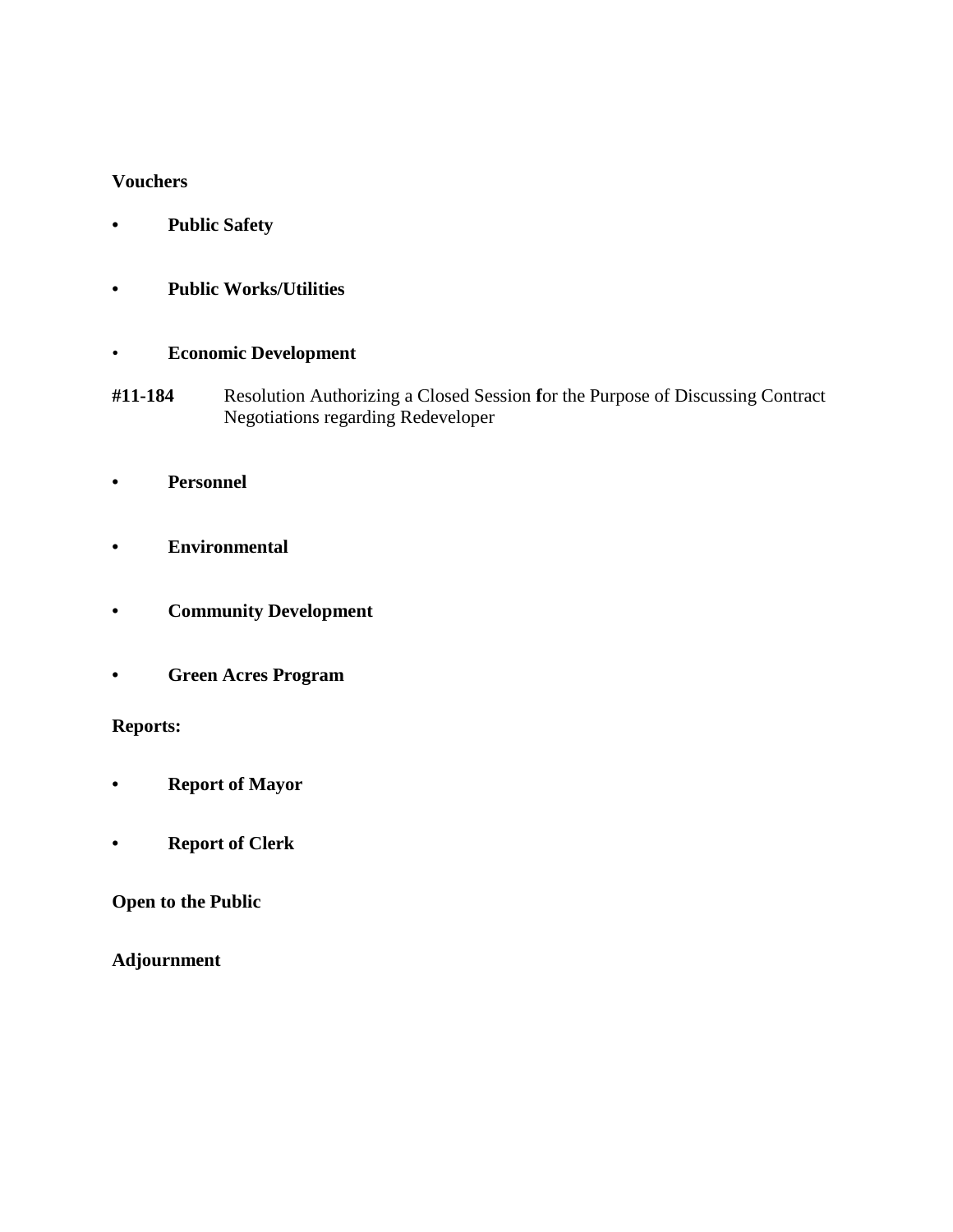**Vouchers**

- **Public Safety**

- **Public Works/Utilities**

- **Economic Development**

**#11-184** Resolution Authorizing a Closed Session for the Purpose of Discussing Contract Negotiations regarding Redeveloper

- **Personnel**

- **Environmental**

- **Community Development**

- **Green Acres Program**

**Reports:**

- **Report of Mayor**

- **Report of Clerk**

**Open to the Public**

**Adjournment**